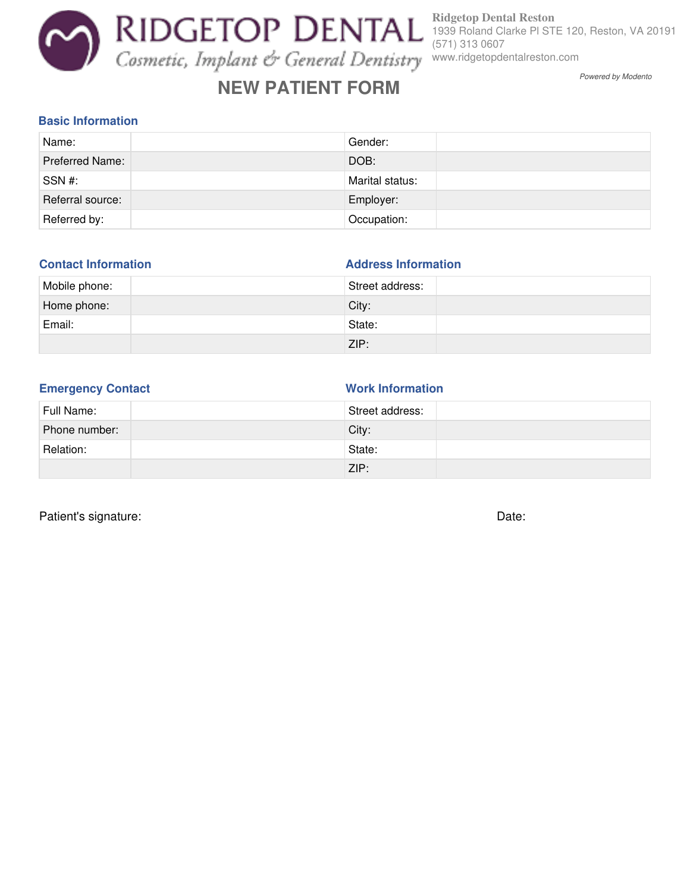# RIDGETOP DENTAL

*Cosmetic, Implant & General Dentistry*

**Ridgetop Dental Reston**
1939 Roland Clarke Pl STE 120, Reston, VA 20191
(571) 313 0607
www.ridgetopdentalreston.com

*Powered by Modento*

## NEW PATIENT FORM

### Basic Information

| | | | |
|---|---|---|---|
| Name: | | Gender: | |
| Preferred Name: | | DOB: | |
| SSN #: | | Marital status: | |
| Referral source: | | Employer: | |
| Referred by: | | Occupation: | |

### Contact Information

| | |
|---|---|
| Mobile phone: | |
| Home phone: | |
| Email: | |
| | |

### Address Information

| | |
|---|---|
| Street address: | |
| City: | |
| State: | |
| ZIP: | |

### Emergency Contact

| | |
|---|---|
| Full Name: | |
| Phone number: | |
| Relation: | |
| | |

### Work Information

| | |
|---|---|
| Street address: | |
| City: | |
| State: | |
| ZIP: | |

Patient's signature: Date: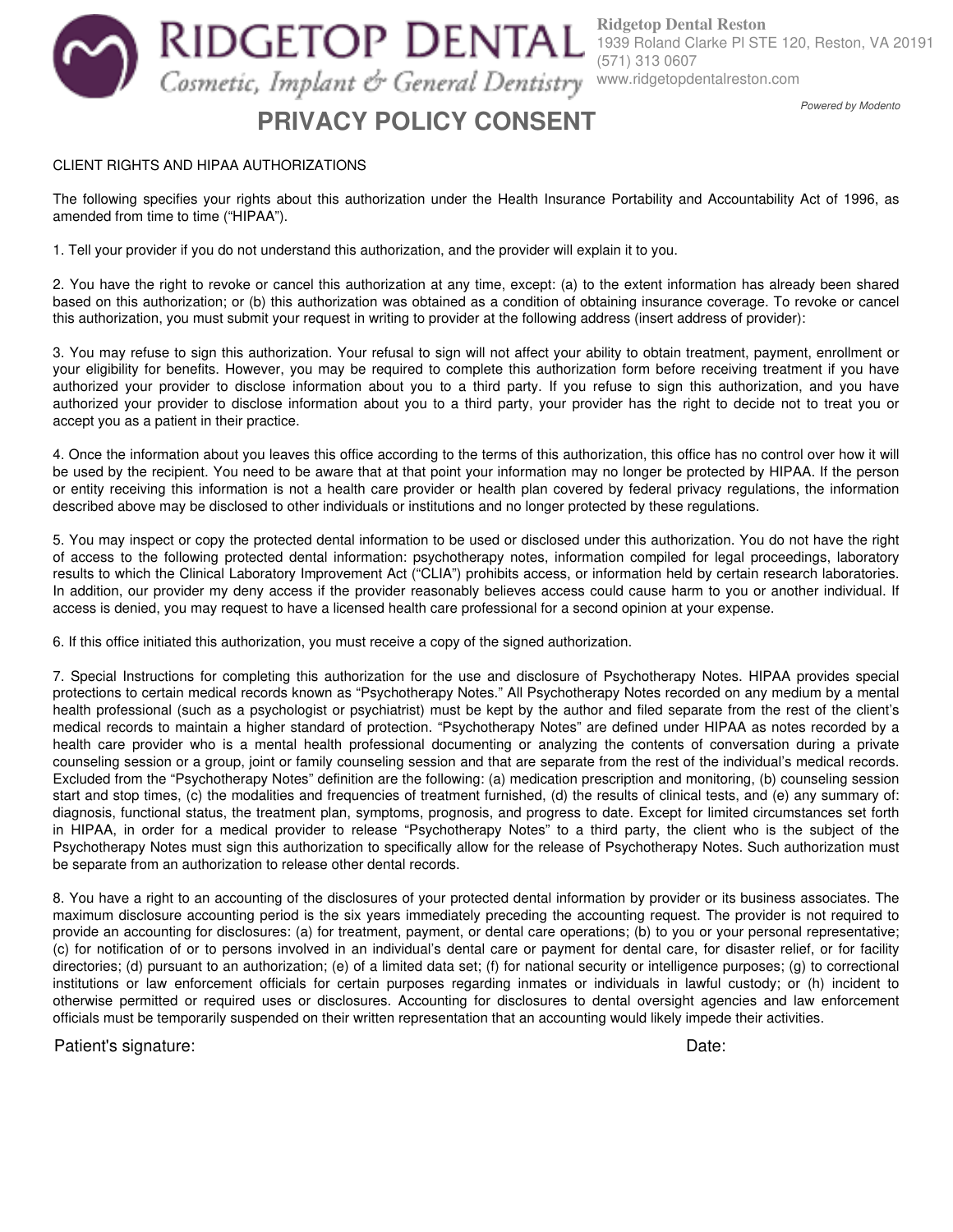Ridgetop Dental Reston
1939 Roland Clarke Pl STE 120, Reston, VA 20191
(571) 313 0607
www.ridgetopdentalreston.com

RIDGETOP DENTAL
*Cosmetic, Implant & General Dentistry*

*Powered by Modento*

# PRIVACY POLICY CONSENT

CLIENT RIGHTS AND HIPAA AUTHORIZATIONS

The following specifies your rights about this authorization under the Health Insurance Portability and Accountability Act of 1996, as amended from time to time ("HIPAA").

1. Tell your provider if you do not understand this authorization, and the provider will explain it to you.

2. You have the right to revoke or cancel this authorization at any time, except: (a) to the extent information has already been shared based on this authorization; or (b) this authorization was obtained as a condition of obtaining insurance coverage. To revoke or cancel this authorization, you must submit your request in writing to provider at the following address (insert address of provider):

3. You may refuse to sign this authorization. Your refusal to sign will not affect your ability to obtain treatment, payment, enrollment or your eligibility for benefits. However, you may be required to complete this authorization form before receiving treatment if you have authorized your provider to disclose information about you to a third party. If you refuse to sign this authorization, and you have authorized your provider to disclose information about you to a third party, your provider has the right to decide not to treat you or accept you as a patient in their practice.

4. Once the information about you leaves this office according to the terms of this authorization, this office has no control over how it will be used by the recipient. You need to be aware that at that point your information may no longer be protected by HIPAA. If the person or entity receiving this information is not a health care provider or health plan covered by federal privacy regulations, the information described above may be disclosed to other individuals or institutions and no longer protected by these regulations.

5. You may inspect or copy the protected dental information to be used or disclosed under this authorization. You do not have the right of access to the following protected dental information: psychotherapy notes, information compiled for legal proceedings, laboratory results to which the Clinical Laboratory Improvement Act ("CLIA") prohibits access, or information held by certain research laboratories. In addition, our provider my deny access if the provider reasonably believes access could cause harm to you or another individual. If access is denied, you may request to have a licensed health care professional for a second opinion at your expense.

6. If this office initiated this authorization, you must receive a copy of the signed authorization.

7. Special Instructions for completing this authorization for the use and disclosure of Psychotherapy Notes. HIPAA provides special protections to certain medical records known as "Psychotherapy Notes." All Psychotherapy Notes recorded on any medium by a mental health professional (such as a psychologist or psychiatrist) must be kept by the author and filed separate from the rest of the client's medical records to maintain a higher standard of protection. "Psychotherapy Notes" are defined under HIPAA as notes recorded by a health care provider who is a mental health professional documenting or analyzing the contents of conversation during a private counseling session or a group, joint or family counseling session and that are separate from the rest of the individual's medical records. Excluded from the "Psychotherapy Notes" definition are the following: (a) medication prescription and monitoring, (b) counseling session start and stop times, (c) the modalities and frequencies of treatment furnished, (d) the results of clinical tests, and (e) any summary of: diagnosis, functional status, the treatment plan, symptoms, prognosis, and progress to date. Except for limited circumstances set forth in HIPAA, in order for a medical provider to release "Psychotherapy Notes" to a third party, the client who is the subject of the Psychotherapy Notes must sign this authorization to specifically allow for the release of Psychotherapy Notes. Such authorization must be separate from an authorization to release other dental records.

8. You have a right to an accounting of the disclosures of your protected dental information by provider or its business associates. The maximum disclosure accounting period is the six years immediately preceding the accounting request. The provider is not required to provide an accounting for disclosures: (a) for treatment, payment, or dental care operations; (b) to you or your personal representative; (c) for notification of or to persons involved in an individual's dental care or payment for dental care, for disaster relief, or for facility directories; (d) pursuant to an authorization; (e) of a limited data set; (f) for national security or intelligence purposes; (g) to correctional institutions or law enforcement officials for certain purposes regarding inmates or individuals in lawful custody; or (h) incident to otherwise permitted or required uses or disclosures. Accounting for disclosures to dental oversight agencies and law enforcement officials must be temporarily suspended on their written representation that an accounting would likely impede their activities.

Patient's signature: Date: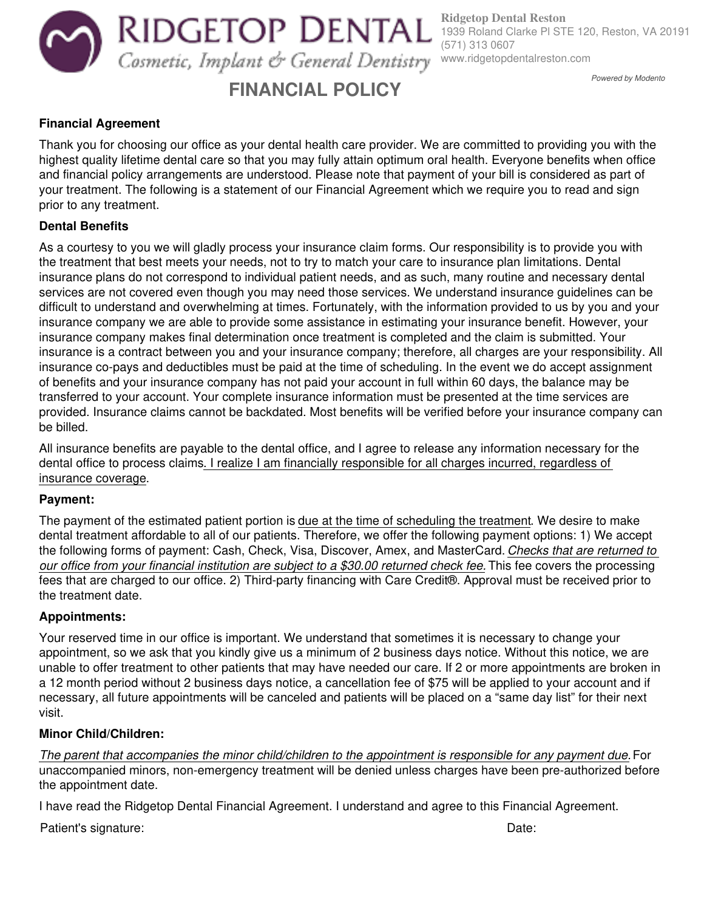**RIDGETOP DENTAL**
*Cosmetic, Implant & General Dentistry*

**Ridgetop Dental Reston**
1939 Roland Clarke Pl STE 120, Reston, VA 20191
(571) 313 0607
www.ridgetopdentalreston.com

*Powered by Modento*

# FINANCIAL POLICY

**Financial Agreement**

Thank you for choosing our office as your dental health care provider. We are committed to providing you with the highest quality lifetime dental care so that you may fully attain optimum oral health. Everyone benefits when office and financial policy arrangements are understood. Please note that payment of your bill is considered as part of your treatment. The following is a statement of our Financial Agreement which we require you to read and sign prior to any treatment.

**Dental Benefits**

As a courtesy to you we will gladly process your insurance claim forms. Our responsibility is to provide you with the treatment that best meets your needs, not to try to match your care to insurance plan limitations. Dental insurance plans do not correspond to individual patient needs, and as such, many routine and necessary dental services are not covered even though you may need those services. We understand insurance guidelines can be difficult to understand and overwhelming at times. Fortunately, with the information provided to us by you and your insurance company we are able to provide some assistance in estimating your insurance benefit. However, your insurance company makes final determination once treatment is completed and the claim is submitted. Your insurance is a contract between you and your insurance company; therefore, all charges are your responsibility. All insurance co-pays and deductibles must be paid at the time of scheduling. In the event we do accept assignment of benefits and your insurance company has not paid your account in full within 60 days, the balance may be transferred to your account. Your complete insurance information must be presented at the time services are provided. Insurance claims cannot be backdated. Most benefits will be verified before your insurance company can be billed.

All insurance benefits are payable to the dental office, and I agree to release any information necessary for the dental office to process claims. <u>I realize I am financially responsible for all charges incurred, regardless of insurance coverage</u>.

**Payment:**

The payment of the estimated patient portion is <u>due at the time of scheduling the treatment</u>. We desire to make dental treatment affordable to all of our patients. Therefore, we offer the following payment options: 1) We accept the following forms of payment: Cash, Check, Visa, Discover, Amex, and MasterCard. <u>*Checks that are returned to our office from your financial institution are subject to a $30.00 returned check fee.*</u> This fee covers the processing fees that are charged to our office. 2) Third-party financing with Care Credit®. Approval must be received prior to the treatment date.

**Appointments:**

Your reserved time in our office is important. We understand that sometimes it is necessary to change your appointment, so we ask that you kindly give us a minimum of 2 business days notice. Without this notice, we are unable to offer treatment to other patients that may have needed our care. If 2 or more appointments are broken in a 12 month period without 2 business days notice, a cancellation fee of $75 will be applied to your account and if necessary, all future appointments will be canceled and patients will be placed on a "same day list" for their next visit.

**Minor Child/Children:**

<u>*The parent that accompanies the minor child/children to the appointment is responsible for any payment due.*</u> For unaccompanied minors, non-emergency treatment will be denied unless charges have been pre-authorized before the appointment date.

I have read the Ridgetop Dental Financial Agreement. I understand and agree to this Financial Agreement.

Patient's signature: Date: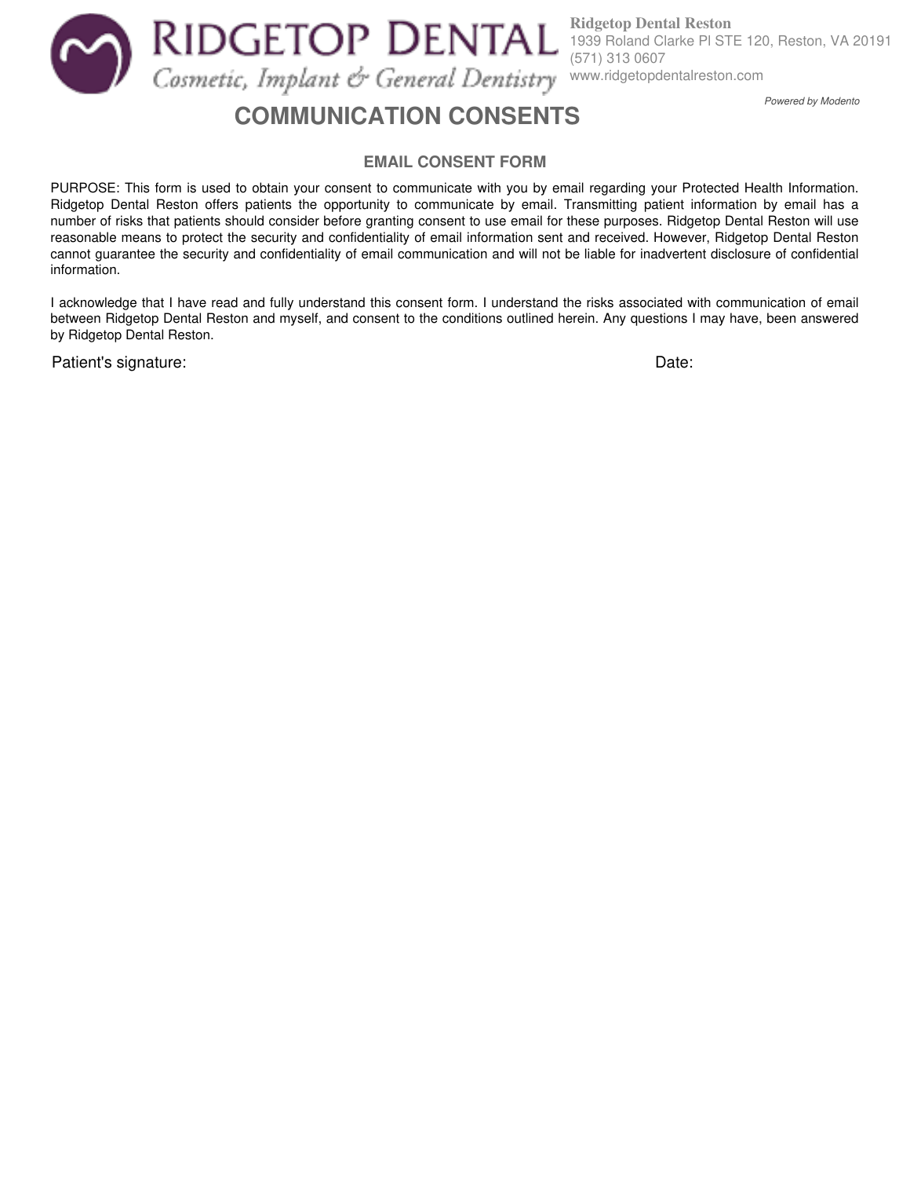**Ridgetop Dental Reston**
1939 Roland Clarke Pl STE 120, Reston, VA 20191
(571) 313 0607
www.ridgetopdentalreston.com

*Powered by Modento*

# COMMUNICATION CONSENTS

## EMAIL CONSENT FORM

PURPOSE: This form is used to obtain your consent to communicate with you by email regarding your Protected Health Information. Ridgetop Dental Reston offers patients the opportunity to communicate by email. Transmitting patient information by email has a number of risks that patients should consider before granting consent to use email for these purposes. Ridgetop Dental Reston will use reasonable means to protect the security and confidentiality of email information sent and received. However, Ridgetop Dental Reston cannot guarantee the security and confidentiality of email communication and will not be liable for inadvertent disclosure of confidential information.

I acknowledge that I have read and fully understand this consent form. I understand the risks associated with communication of email between Ridgetop Dental Reston and myself, and consent to the conditions outlined herein. Any questions I may have, been answered by Ridgetop Dental Reston.

Patient's signature: Date: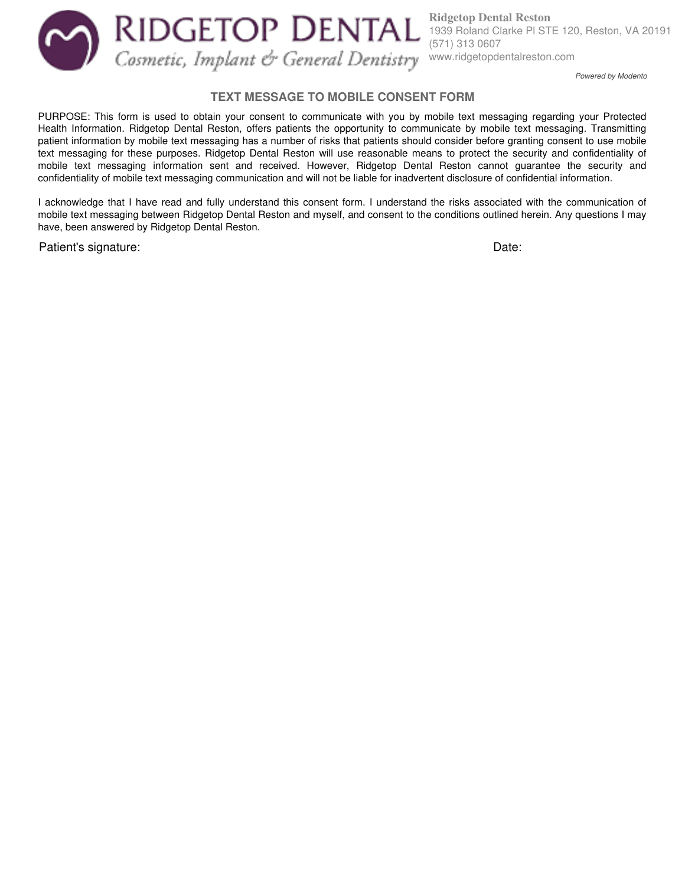**Ridgetop Dental Reston**
1939 Roland Clarke Pl STE 120, Reston, VA 20191
(571) 313 0607
www.ridgetopdentalreston.com

*Powered by Modento*

## TEXT MESSAGE TO MOBILE CONSENT FORM

PURPOSE: This form is used to obtain your consent to communicate with you by mobile text messaging regarding your Protected Health Information. Ridgetop Dental Reston, offers patients the opportunity to communicate by mobile text messaging. Transmitting patient information by mobile text messaging has a number of risks that patients should consider before granting consent to use mobile text messaging for these purposes. Ridgetop Dental Reston will use reasonable means to protect the security and confidentiality of mobile text messaging information sent and received. However, Ridgetop Dental Reston cannot guarantee the security and confidentiality of mobile text messaging communication and will not be liable for inadvertent disclosure of confidential information.

I acknowledge that I have read and fully understand this consent form. I understand the risks associated with the communication of mobile text messaging between Ridgetop Dental Reston and myself, and consent to the conditions outlined herein. Any questions I may have, been answered by Ridgetop Dental Reston.

Patient's signature: Date: